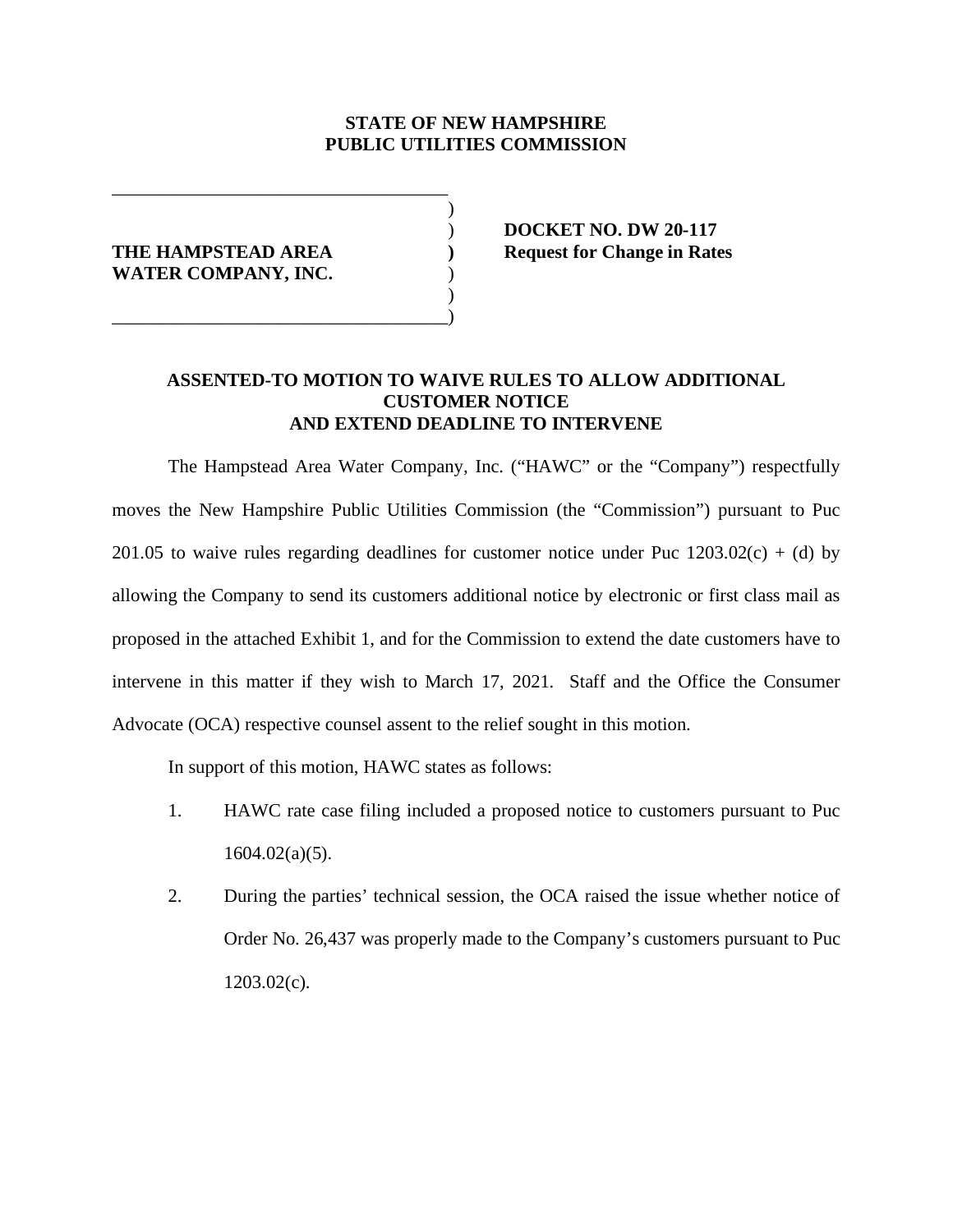**STATE OF NEW HAMPSHIRE**
**PUBLIC UTILITIES COMMISSION**

| | |
|---|---|
| **THE HAMPSTEAD AREA WATER COMPANY, INC.** | **DOCKET NO. DW 20-117** **Request for Change in Rates** |

## ASSENTED-TO MOTION TO WAIVE RULES TO ALLOW ADDITIONAL CUSTOMER NOTICE AND EXTEND DEADLINE TO INTERVENE

The Hampstead Area Water Company, Inc. ("HAWC" or the "Company") respectfully moves the New Hampshire Public Utilities Commission (the "Commission") pursuant to Puc 201.05 to waive rules regarding deadlines for customer notice under Puc 1203.02(c) + (d) by allowing the Company to send its customers additional notice by electronic or first class mail as proposed in the attached Exhibit 1, and for the Commission to extend the date customers have to intervene in this matter if they wish to March 17, 2021. Staff and the Office the Consumer Advocate (OCA) respective counsel assent to the relief sought in this motion.

In support of this motion, HAWC states as follows:

1. HAWC rate case filing included a proposed notice to customers pursuant to Puc 1604.02(a)(5).
2. During the parties' technical session, the OCA raised the issue whether notice of Order No. 26,437 was properly made to the Company's customers pursuant to Puc 1203.02(c).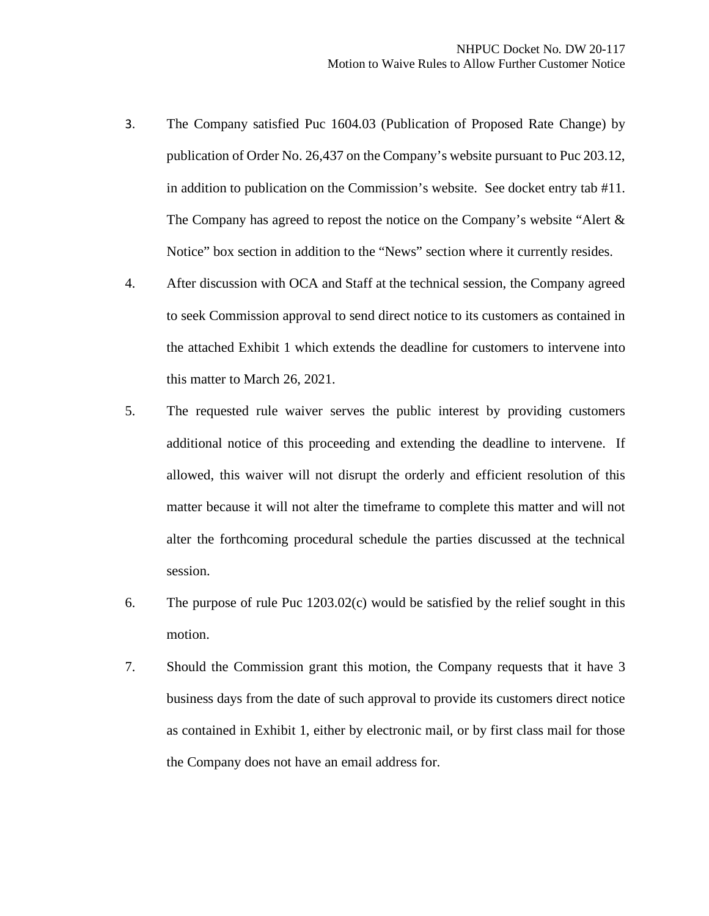3. The Company satisfied Puc 1604.03 (Publication of Proposed Rate Change) by publication of Order No. 26,437 on the Company's website pursuant to Puc 203.12, in addition to publication on the Commission's website. See docket entry tab #11. The Company has agreed to repost the notice on the Company's website "Alert & Notice" box section in addition to the "News" section where it currently resides.

4. After discussion with OCA and Staff at the technical session, the Company agreed to seek Commission approval to send direct notice to its customers as contained in the attached Exhibit 1 which extends the deadline for customers to intervene into this matter to March 26, 2021.

5. The requested rule waiver serves the public interest by providing customers additional notice of this proceeding and extending the deadline to intervene. If allowed, this waiver will not disrupt the orderly and efficient resolution of this matter because it will not alter the timeframe to complete this matter and will not alter the forthcoming procedural schedule the parties discussed at the technical session.

6. The purpose of rule Puc 1203.02(c) would be satisfied by the relief sought in this motion.

7. Should the Commission grant this motion, the Company requests that it have 3 business days from the date of such approval to provide its customers direct notice as contained in Exhibit 1, either by electronic mail, or by first class mail for those the Company does not have an email address for.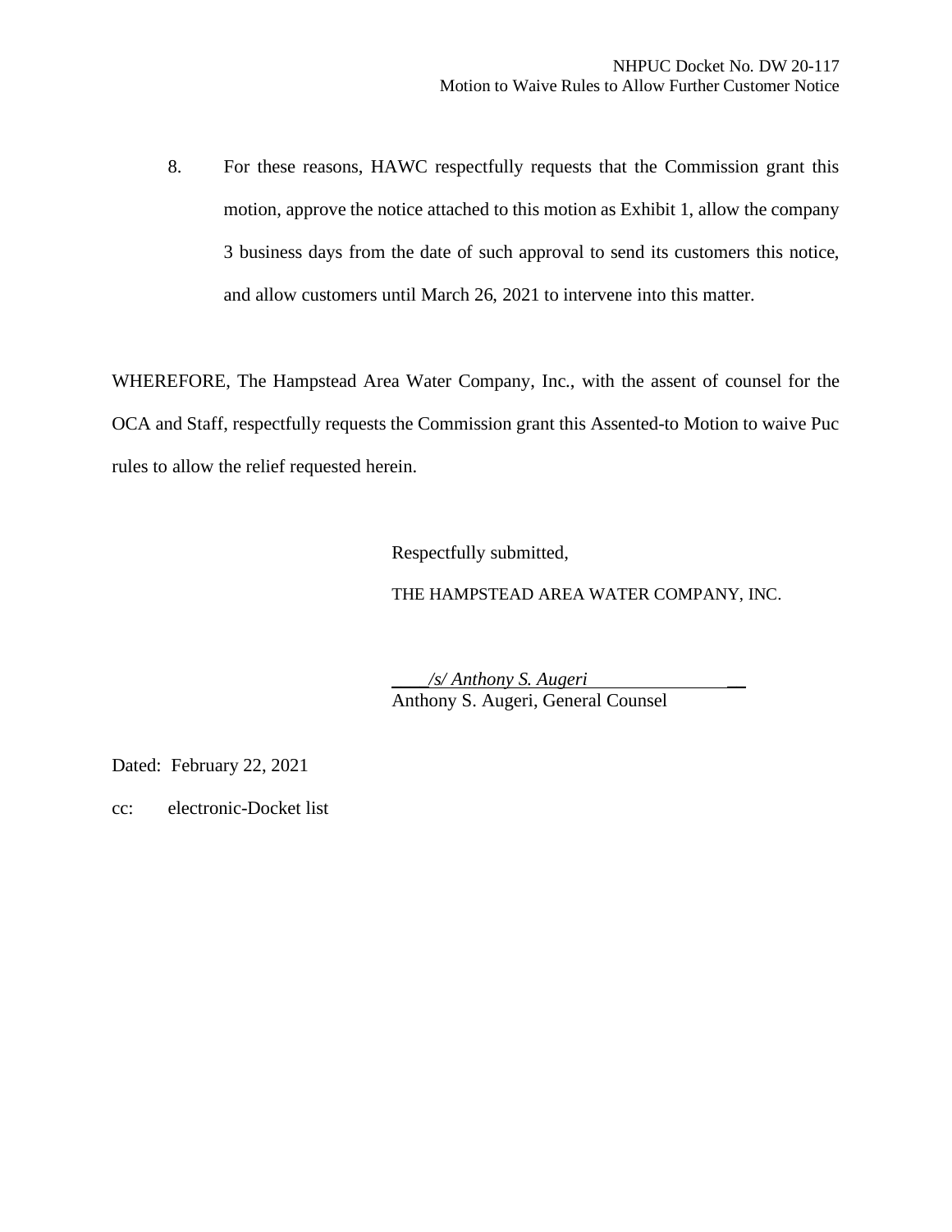8. For these reasons, HAWC respectfully requests that the Commission grant this motion, approve the notice attached to this motion as Exhibit 1, allow the company 3 business days from the date of such approval to send its customers this notice, and allow customers until March 26, 2021 to intervene into this matter.

WHEREFORE, The Hampstead Area Water Company, Inc., with the assent of counsel for the OCA and Staff, respectfully requests the Commission grant this Assented-to Motion to waive Puc rules to allow the relief requested herein.

Respectfully submitted,

THE HAMPSTEAD AREA WATER COMPANY, INC.

*/s/ Anthony S. Augeri*
Anthony S. Augeri, General Counsel

Dated: February 22, 2021

cc: electronic-Docket list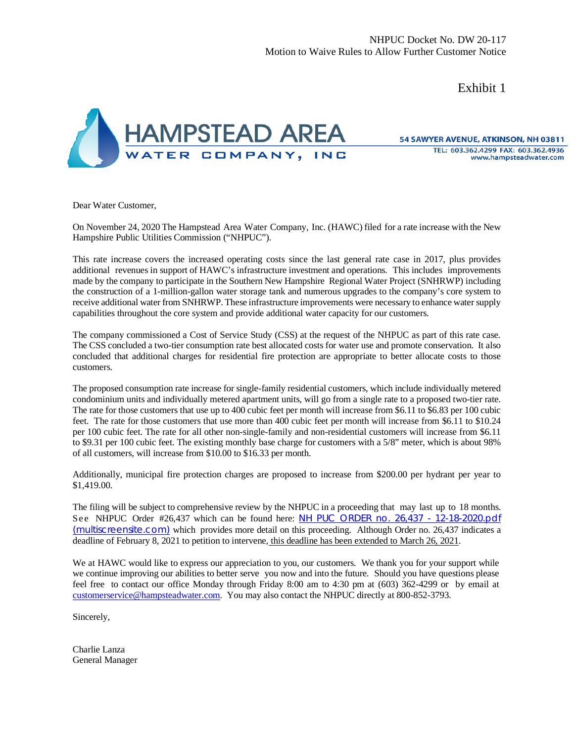NHPUC Docket No. DW 20-117
Motion to Waive Rules to Allow Further Customer Notice

Exhibit 1

HAMPSTEAD AREA
WATER COMPANY, INC

54 SAWYER AVENUE, ATKINSON, NH 03811
TEL: 603.362.4299 FAX: 603.362.4936
www.hampsteadwater.com

Dear Water Customer,

On November 24, 2020 The Hampstead Area Water Company, Inc. (HAWC) filed for a rate increase with the New Hampshire Public Utilities Commission ("NHPUC").

This rate increase covers the increased operating costs since the last general rate case in 2017, plus provides additional revenues in support of HAWC's infrastructure investment and operations. This includes improvements made by the company to participate in the Southern New Hampshire Regional Water Project (SNHRWP) including the construction of a 1-million-gallon water storage tank and numerous upgrades to the company's core system to receive additional water from SNHRWP. These infrastructure improvements were necessary to enhance water supply capabilities throughout the core system and provide additional water capacity for our customers.

The company commissioned a Cost of Service Study (CSS) at the request of the NHPUC as part of this rate case. The CSS concluded a two-tier consumption rate best allocated costs for water use and promote conservation. It also concluded that additional charges for residential fire protection are appropriate to better allocate costs to those customers.

The proposed consumption rate increase for single-family residential customers, which include individually metered condominium units and individually metered apartment units, will go from a single rate to a proposed two-tier rate. The rate for those customers that use up to 400 cubic feet per month will increase from $6.11 to $6.83 per 100 cubic feet. The rate for those customers that use more than 400 cubic feet per month will increase from $6.11 to $10.24 per 100 cubic feet. The rate for all other non-single-family and non-residential customers will increase from $6.11 to $9.31 per 100 cubic feet. The existing monthly base charge for customers with a 5/8" meter, which is about 98% of all customers, will increase from $10.00 to $16.33 per month.

Additionally, municipal fire protection charges are proposed to increase from $200.00 per hydrant per year to $1,419.00.

The filing will be subject to comprehensive review by the NHPUC in a proceeding that may last up to 18 months. See NHPUC Order #26,437 which can be found here: NH PUC ORDER no. 26,437 - 12-18-2020.pdf (multiscreensite.com) which provides more detail on this proceeding. Although Order no. 26,437 indicates a deadline of February 8, 2021 to petition to intervene, this deadline has been extended to March 26, 2021.

We at HAWC would like to express our appreciation to you, our customers. We thank you for your support while we continue improving our abilities to better serve you now and into the future. Should you have questions please feel free to contact our office Monday through Friday 8:00 am to 4:30 pm at (603) 362-4299 or by email at customerservice@hampsteadwater.com. You may also contact the NHPUC directly at 800-852-3793.

Sincerely,

Charlie Lanza
General Manager